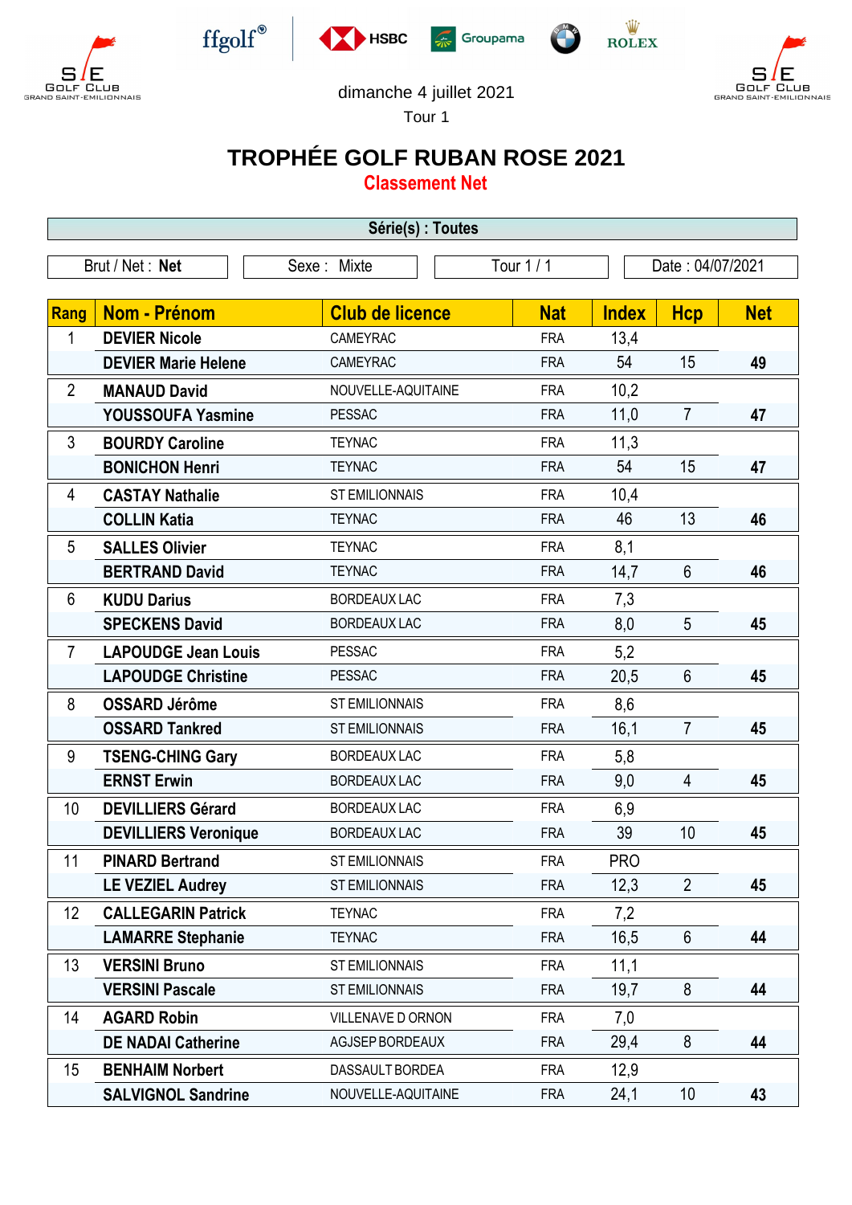dimanche 4 juillet 2021

Tour 1

# TROPHÉE GOLF RUBAN ROSE 2021

## Classement Net

**Série(s) : Toutes**

| Brut / Net : **Net** | Sexe : Mixte | Tour 1 / 1 | Date : 04/07/2021 |
|---|---|---|---|

| Rang | Nom - Prénom | Club de licence | Nat | Index | Hcp | Net |
|---|---|---|---|---|---|---|
| 1 | **DEVIER Nicole** | CAMEYRAC | FRA | 13,4 | | |
| | **DEVIER Marie Helene** | CAMEYRAC | FRA | 54 | 15 | **49** |
| 2 | **MANAUD David** | NOUVELLE-AQUITAINE | FRA | 10,2 | | |
| | **YOUSSOUFA Yasmine** | PESSAC | FRA | 11,0 | 7 | **47** |
| 3 | **BOURDY Caroline** | TEYNAC | FRA | 11,3 | | |
| | **BONICHON Henri** | TEYNAC | FRA | 54 | 15 | **47** |
| 4 | **CASTAY Nathalie** | ST EMILIONNAIS | FRA | 10,4 | | |
| | **COLLIN Katia** | TEYNAC | FRA | 46 | 13 | **46** |
| 5 | **SALLES Olivier** | TEYNAC | FRA | 8,1 | | |
| | **BERTRAND David** | TEYNAC | FRA | 14,7 | 6 | **46** |
| 6 | **KUDU Darius** | BORDEAUX LAC | FRA | 7,3 | | |
| | **SPECKENS David** | BORDEAUX LAC | FRA | 8,0 | 5 | **45** |
| 7 | **LAPOUDGE Jean Louis** | PESSAC | FRA | 5,2 | | |
| | **LAPOUDGE Christine** | PESSAC | FRA | 20,5 | 6 | **45** |
| 8 | **OSSARD Jérôme** | ST EMILIONNAIS | FRA | 8,6 | | |
| | **OSSARD Tankred** | ST EMILIONNAIS | FRA | 16,1 | 7 | **45** |
| 9 | **TSENG-CHING Gary** | BORDEAUX LAC | FRA | 5,8 | | |
| | **ERNST Erwin** | BORDEAUX LAC | FRA | 9,0 | 4 | **45** |
| 10 | **DEVILLIERS Gérard** | BORDEAUX LAC | FRA | 6,9 | | |
| | **DEVILLIERS Veronique** | BORDEAUX LAC | FRA | 39 | 10 | **45** |
| 11 | **PINARD Bertrand** | ST EMILIONNAIS | FRA | PRO | | |
| | **LE VEZIEL Audrey** | ST EMILIONNAIS | FRA | 12,3 | 2 | **45** |
| 12 | **CALLEGARIN Patrick** | TEYNAC | FRA | 7,2 | | |
| | **LAMARRE Stephanie** | TEYNAC | FRA | 16,5 | 6 | **44** |
| 13 | **VERSINI Bruno** | ST EMILIONNAIS | FRA | 11,1 | | |
| | **VERSINI Pascale** | ST EMILIONNAIS | FRA | 19,7 | 8 | **44** |
| 14 | **AGARD Robin** | VILLENAVE D ORNON | FRA | 7,0 | | |
| | **DE NADAI Catherine** | AGJSEP BORDEAUX | FRA | 29,4 | 8 | **44** |
| 15 | **BENHAIM Norbert** | DASSAULT BORDEA | FRA | 12,9 | | |
| | **SALVIGNOL Sandrine** | NOUVELLE-AQUITAINE | FRA | 24,1 | 10 | **43** |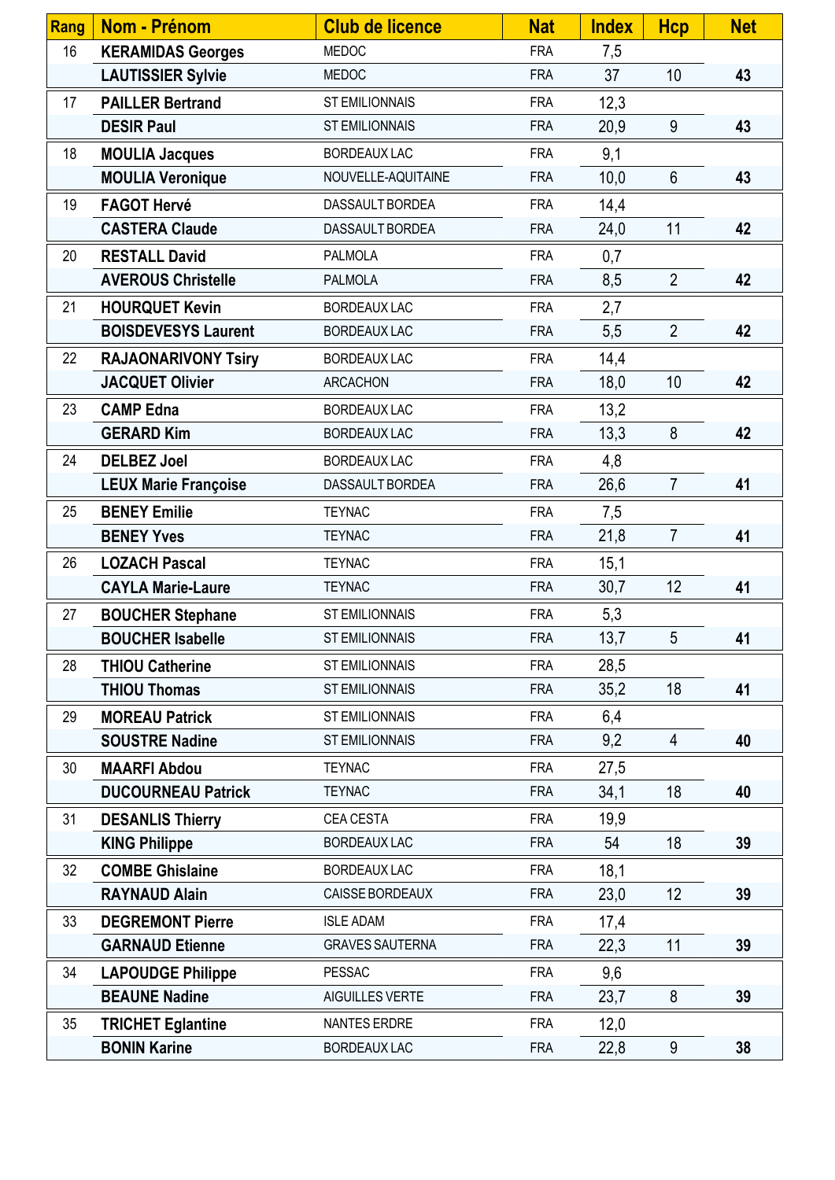| Rang | Nom - Prénom | Club de licence | Nat | Index | Hcp | Net |
|---|---|---|---|---|---|---|
| 16 | **KERAMIDAS Georges** | MEDOC | FRA | 7,5 | | |
| | **LAUTISSIER Sylvie** | MEDOC | FRA | 37 | 10 | **43** |
| 17 | **PAILLER Bertrand** | ST EMILIONNAIS | FRA | 12,3 | | |
| | **DESIR Paul** | ST EMILIONNAIS | FRA | 20,9 | 9 | **43** |
| 18 | **MOULIA Jacques** | BORDEAUX LAC | FRA | 9,1 | | |
| | **MOULIA Veronique** | NOUVELLE-AQUITAINE | FRA | 10,0 | 6 | **43** |
| 19 | **FAGOT Hervé** | DASSAULT BORDEA | FRA | 14,4 | | |
| | **CASTERA Claude** | DASSAULT BORDEA | FRA | 24,0 | 11 | **42** |
| 20 | **RESTALL David** | PALMOLA | FRA | 0,7 | | |
| | **AVEROUS Christelle** | PALMOLA | FRA | 8,5 | 2 | **42** |
| 21 | **HOURQUET Kevin** | BORDEAUX LAC | FRA | 2,7 | | |
| | **BOISDEVESYS Laurent** | BORDEAUX LAC | FRA | 5,5 | 2 | **42** |
| 22 | **RAJAONARIVONY Tsiry** | BORDEAUX LAC | FRA | 14,4 | | |
| | **JACQUET Olivier** | ARCACHON | FRA | 18,0 | 10 | **42** |
| 23 | **CAMP Edna** | BORDEAUX LAC | FRA | 13,2 | | |
| | **GERARD Kim** | BORDEAUX LAC | FRA | 13,3 | 8 | **42** |
| 24 | **DELBEZ Joel** | BORDEAUX LAC | FRA | 4,8 | | |
| | **LEUX Marie Françoise** | DASSAULT BORDEA | FRA | 26,6 | 7 | **41** |
| 25 | **BENEY Emilie** | TEYNAC | FRA | 7,5 | | |
| | **BENEY Yves** | TEYNAC | FRA | 21,8 | 7 | **41** |
| 26 | **LOZACH Pascal** | TEYNAC | FRA | 15,1 | | |
| | **CAYLA Marie-Laure** | TEYNAC | FRA | 30,7 | 12 | **41** |
| 27 | **BOUCHER Stephane** | ST EMILIONNAIS | FRA | 5,3 | | |
| | **BOUCHER Isabelle** | ST EMILIONNAIS | FRA | 13,7 | 5 | **41** |
| 28 | **THIOU Catherine** | ST EMILIONNAIS | FRA | 28,5 | | |
| | **THIOU Thomas** | ST EMILIONNAIS | FRA | 35,2 | 18 | **41** |
| 29 | **MOREAU Patrick** | ST EMILIONNAIS | FRA | 6,4 | | |
| | **SOUSTRE Nadine** | ST EMILIONNAIS | FRA | 9,2 | 4 | **40** |
| 30 | **MAARFI Abdou** | TEYNAC | FRA | 27,5 | | |
| | **DUCOURNEAU Patrick** | TEYNAC | FRA | 34,1 | 18 | **40** |
| 31 | **DESANLIS Thierry** | CEA CESTA | FRA | 19,9 | | |
| | **KING Philippe** | BORDEAUX LAC | FRA | 54 | 18 | **39** |
| 32 | **COMBE Ghislaine** | BORDEAUX LAC | FRA | 18,1 | | |
| | **RAYNAUD Alain** | CAISSE BORDEAUX | FRA | 23,0 | 12 | **39** |
| 33 | **DEGREMONT Pierre** | ISLE ADAM | FRA | 17,4 | | |
| | **GARNAUD Etienne** | GRAVES SAUTERNA | FRA | 22,3 | 11 | **39** |
| 34 | **LAPOUDGE Philippe** | PESSAC | FRA | 9,6 | | |
| | **BEAUNE Nadine** | AIGUILLES VERTE | FRA | 23,7 | 8 | **39** |
| 35 | **TRICHET Eglantine** | NANTES ERDRE | FRA | 12,0 | | |
| | **BONIN Karine** | BORDEAUX LAC | FRA | 22,8 | 9 | **38** |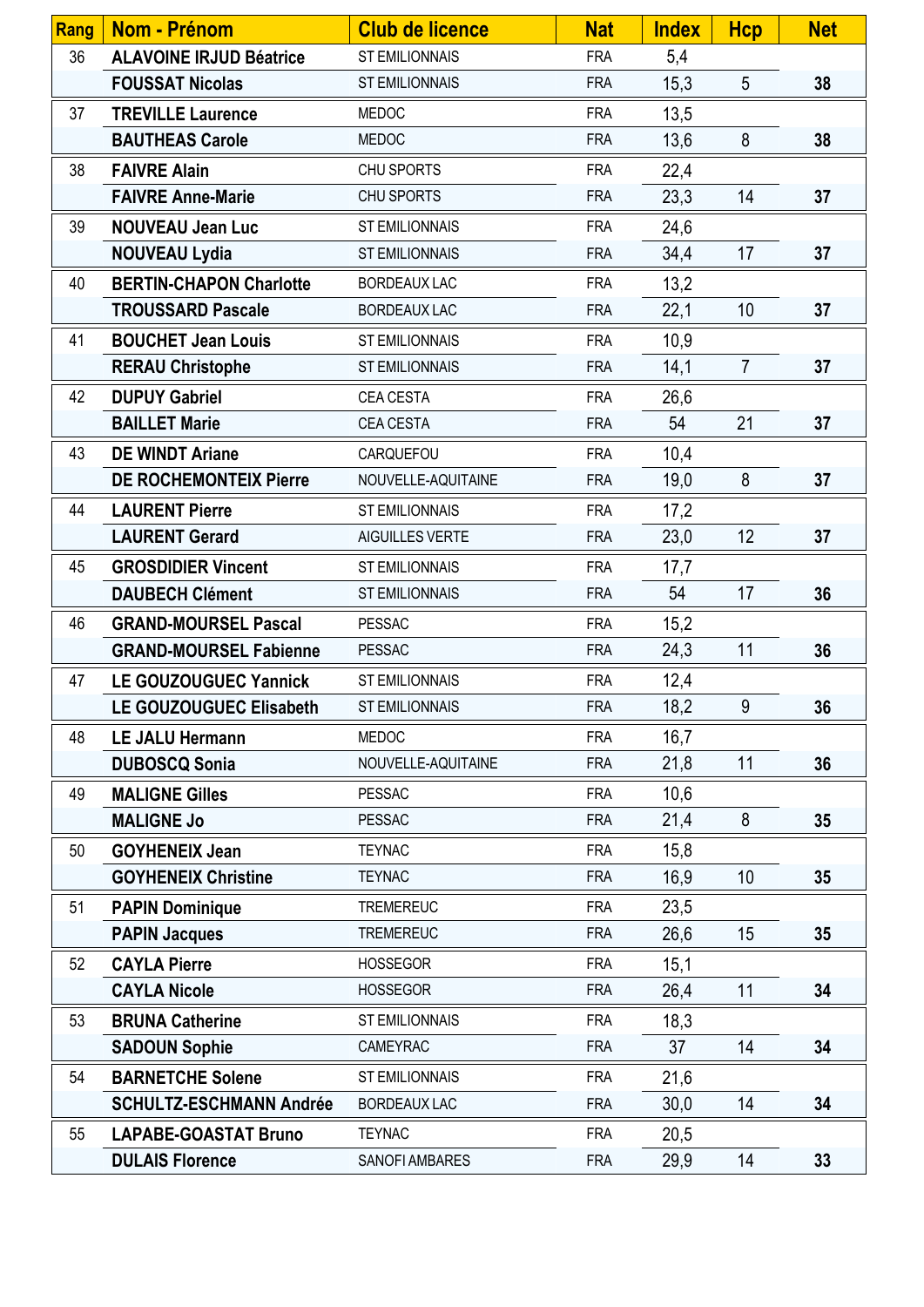| Rang | Nom - Prénom | Club de licence | Nat | Index | Hcp | Net |
|---|---|---|---|---|---|---|
| 36 | **ALAVOINE IRJUD Béatrice** | ST EMILIONNAIS | FRA | 5,4 | | |
| | **FOUSSAT Nicolas** | ST EMILIONNAIS | FRA | 15,3 | 5 | **38** |
| 37 | **TREVILLE Laurence** | MEDOC | FRA | 13,5 | | |
| | **BAUTHEAS Carole** | MEDOC | FRA | 13,6 | 8 | **38** |
| 38 | **FAIVRE Alain** | CHU SPORTS | FRA | 22,4 | | |
| | **FAIVRE Anne-Marie** | CHU SPORTS | FRA | 23,3 | 14 | **37** |
| 39 | **NOUVEAU Jean Luc** | ST EMILIONNAIS | FRA | 24,6 | | |
| | **NOUVEAU Lydia** | ST EMILIONNAIS | FRA | 34,4 | 17 | **37** |
| 40 | **BERTIN-CHAPON Charlotte** | BORDEAUX LAC | FRA | 13,2 | | |
| | **TROUSSARD Pascale** | BORDEAUX LAC | FRA | 22,1 | 10 | **37** |
| 41 | **BOUCHET Jean Louis** | ST EMILIONNAIS | FRA | 10,9 | | |
| | **RERAU Christophe** | ST EMILIONNAIS | FRA | 14,1 | 7 | **37** |
| 42 | **DUPUY Gabriel** | CEA CESTA | FRA | 26,6 | | |
| | **BAILLET Marie** | CEA CESTA | FRA | 54 | 21 | **37** |
| 43 | **DE WINDT Ariane** | CARQUEFOU | FRA | 10,4 | | |
| | **DE ROCHEMONTEIX Pierre** | NOUVELLE-AQUITAINE | FRA | 19,0 | 8 | **37** |
| 44 | **LAURENT Pierre** | ST EMILIONNAIS | FRA | 17,2 | | |
| | **LAURENT Gerard** | AIGUILLES VERTE | FRA | 23,0 | 12 | **37** |
| 45 | **GROSDIDIER Vincent** | ST EMILIONNAIS | FRA | 17,7 | | |
| | **DAUBECH Clément** | ST EMILIONNAIS | FRA | 54 | 17 | **36** |
| 46 | **GRAND-MOURSEL Pascal** | PESSAC | FRA | 15,2 | | |
| | **GRAND-MOURSEL Fabienne** | PESSAC | FRA | 24,3 | 11 | **36** |
| 47 | **LE GOUZOUGUEC Yannick** | ST EMILIONNAIS | FRA | 12,4 | | |
| | **LE GOUZOUGUEC Elisabeth** | ST EMILIONNAIS | FRA | 18,2 | 9 | **36** |
| 48 | **LE JALU Hermann** | MEDOC | FRA | 16,7 | | |
| | **DUBOSCQ Sonia** | NOUVELLE-AQUITAINE | FRA | 21,8 | 11 | **36** |
| 49 | **MALIGNE Gilles** | PESSAC | FRA | 10,6 | | |
| | **MALIGNE Jo** | PESSAC | FRA | 21,4 | 8 | **35** |
| 50 | **GOYHENEIX Jean** | TEYNAC | FRA | 15,8 | | |
| | **GOYHENEIX Christine** | TEYNAC | FRA | 16,9 | 10 | **35** |
| 51 | **PAPIN Dominique** | TREMEREUC | FRA | 23,5 | | |
| | **PAPIN Jacques** | TREMEREUC | FRA | 26,6 | 15 | **35** |
| 52 | **CAYLA Pierre** | HOSSEGOR | FRA | 15,1 | | |
| | **CAYLA Nicole** | HOSSEGOR | FRA | 26,4 | 11 | **34** |
| 53 | **BRUNA Catherine** | ST EMILIONNAIS | FRA | 18,3 | | |
| | **SADOUN Sophie** | CAMEYRAC | FRA | 37 | 14 | **34** |
| 54 | **BARNETCHE Solene** | ST EMILIONNAIS | FRA | 21,6 | | |
| | **SCHULTZ-ESCHMANN Andrée** | BORDEAUX LAC | FRA | 30,0 | 14 | **34** |
| 55 | **LAPABE-GOASTAT Bruno** | TEYNAC | FRA | 20,5 | | |
| | **DULAIS Florence** | SANOFI AMBARES | FRA | 29,9 | 14 | **33** |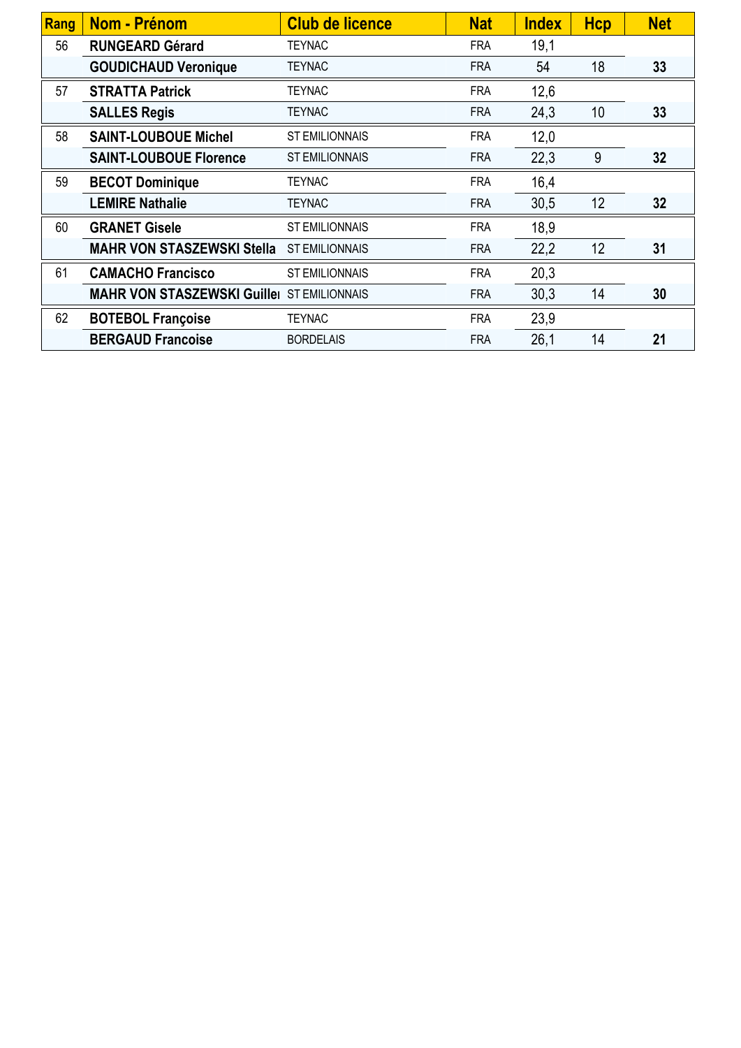| Rang | Nom - Prénom | Club de licence | Nat | Index | Hcp | Net |
|---|---|---|---|---|---|---|
| 56 | **RUNGEARD Gérard** | TEYNAC | FRA | 19,1 | | |
| | **GOUDICHAUD Veronique** | TEYNAC | FRA | 54 | 18 | **33** |
| 57 | **STRATTA Patrick** | TEYNAC | FRA | 12,6 | | |
| | **SALLES Regis** | TEYNAC | FRA | 24,3 | 10 | **33** |
| 58 | **SAINT-LOUBOUE Michel** | ST EMILIONNAIS | FRA | 12,0 | | |
| | **SAINT-LOUBOUE Florence** | ST EMILIONNAIS | FRA | 22,3 | 9 | **32** |
| 59 | **BECOT Dominique** | TEYNAC | FRA | 16,4 | | |
| | **LEMIRE Nathalie** | TEYNAC | FRA | 30,5 | 12 | **32** |
| 60 | **GRANET Gisele** | ST EMILIONNAIS | FRA | 18,9 | | |
| | **MAHR VON STASZEWSKI Stella** | ST EMILIONNAIS | FRA | 22,2 | 12 | **31** |
| 61 | **CAMACHO Francisco** | ST EMILIONNAIS | FRA | 20,3 | | |
| | **MAHR VON STASZEWSKI Guiller** | ST EMILIONNAIS | FRA | 30,3 | 14 | **30** |
| 62 | **BOTEBOL Françoise** | TEYNAC | FRA | 23,9 | | |
| | **BERGAUD Francoise** | BORDELAIS | FRA | 26,1 | 14 | **21** |